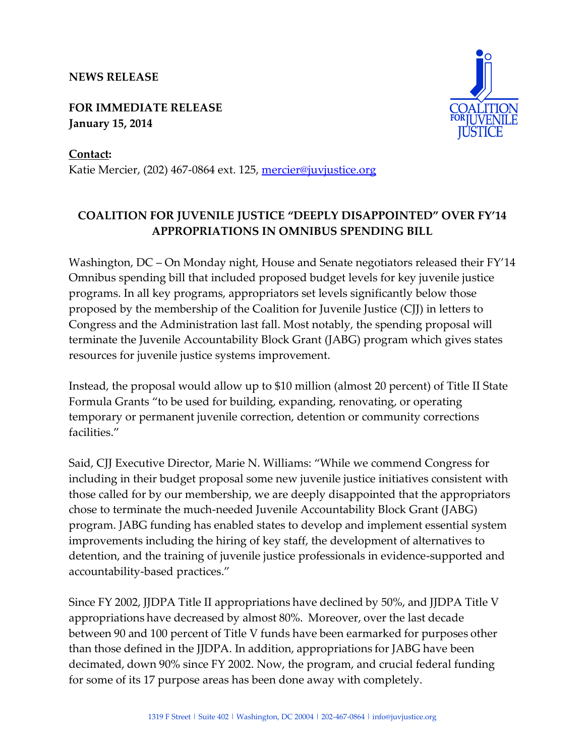**NEWS RELEASE**

**FOR IMMEDIATE RELEASE**
**January 15, 2014**

**Contact:**
Katie Mercier, (202) 467-0864 ext. 125, mercier@juvjustice.org

COALITION FOR JUVENILE JUSTICE

## COALITION FOR JUVENILE JUSTICE "DEEPLY DISAPPOINTED" OVER FY'14 APPROPRIATIONS IN OMNIBUS SPENDING BILL

Washington, DC – On Monday night, House and Senate negotiators released their FY'14 Omnibus spending bill that included proposed budget levels for key juvenile justice programs. In all key programs, appropriators set levels significantly below those proposed by the membership of the Coalition for Juvenile Justice (CJJ) in letters to Congress and the Administration last fall. Most notably, the spending proposal will terminate the Juvenile Accountability Block Grant (JABG) program which gives states resources for juvenile justice systems improvement.

Instead, the proposal would allow up to $10 million (almost 20 percent) of Title II State Formula Grants "to be used for building, expanding, renovating, or operating temporary or permanent juvenile correction, detention or community corrections facilities."

Said, CJJ Executive Director, Marie N. Williams: "While we commend Congress for including in their budget proposal some new juvenile justice initiatives consistent with those called for by our membership, we are deeply disappointed that the appropriators chose to terminate the much-needed Juvenile Accountability Block Grant (JABG) program. JABG funding has enabled states to develop and implement essential system improvements including the hiring of key staff, the development of alternatives to detention, and the training of juvenile justice professionals in evidence-supported and accountability-based practices."

Since FY 2002, JJDPA Title II appropriations have declined by 50%, and JJDPA Title V appropriations have decreased by almost 80%. Moreover, over the last decade between 90 and 100 percent of Title V funds have been earmarked for purposes other than those defined in the JJDPA. In addition, appropriations for JABG have been decimated, down 90% since FY 2002. Now, the program, and crucial federal funding for some of its 17 purpose areas has been done away with completely.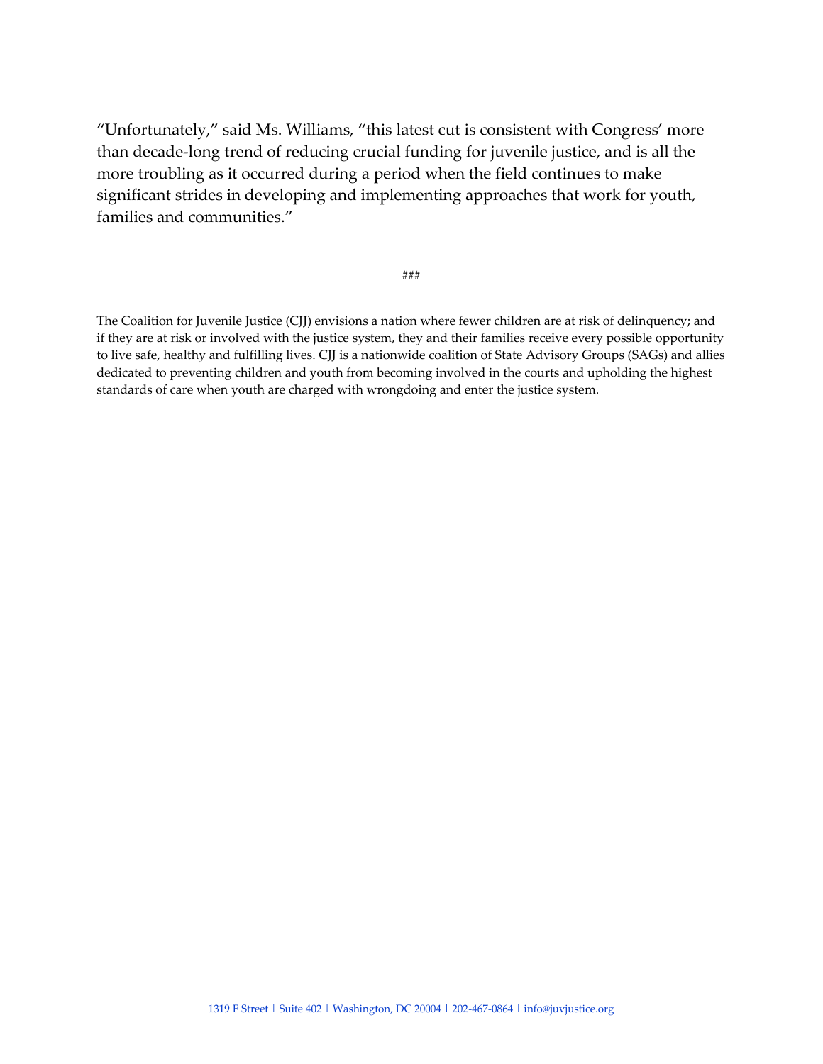"Unfortunately," said Ms. Williams, "this latest cut is consistent with Congress' more than decade-long trend of reducing crucial funding for juvenile justice, and is all the more troubling as it occurred during a period when the field continues to make significant strides in developing and implementing approaches that work for youth, families and communities."

###

---

The Coalition for Juvenile Justice (CJJ) envisions a nation where fewer children are at risk of delinquency; and if they are at risk or involved with the justice system, they and their families receive every possible opportunity to live safe, healthy and fulfilling lives. CJJ is a nationwide coalition of State Advisory Groups (SAGs) and allies dedicated to preventing children and youth from becoming involved in the courts and upholding the highest standards of care when youth are charged with wrongdoing and enter the justice system.

1319 F Street | Suite 402 | Washington, DC 20004 | 202-467-0864 | info@juvjustice.org